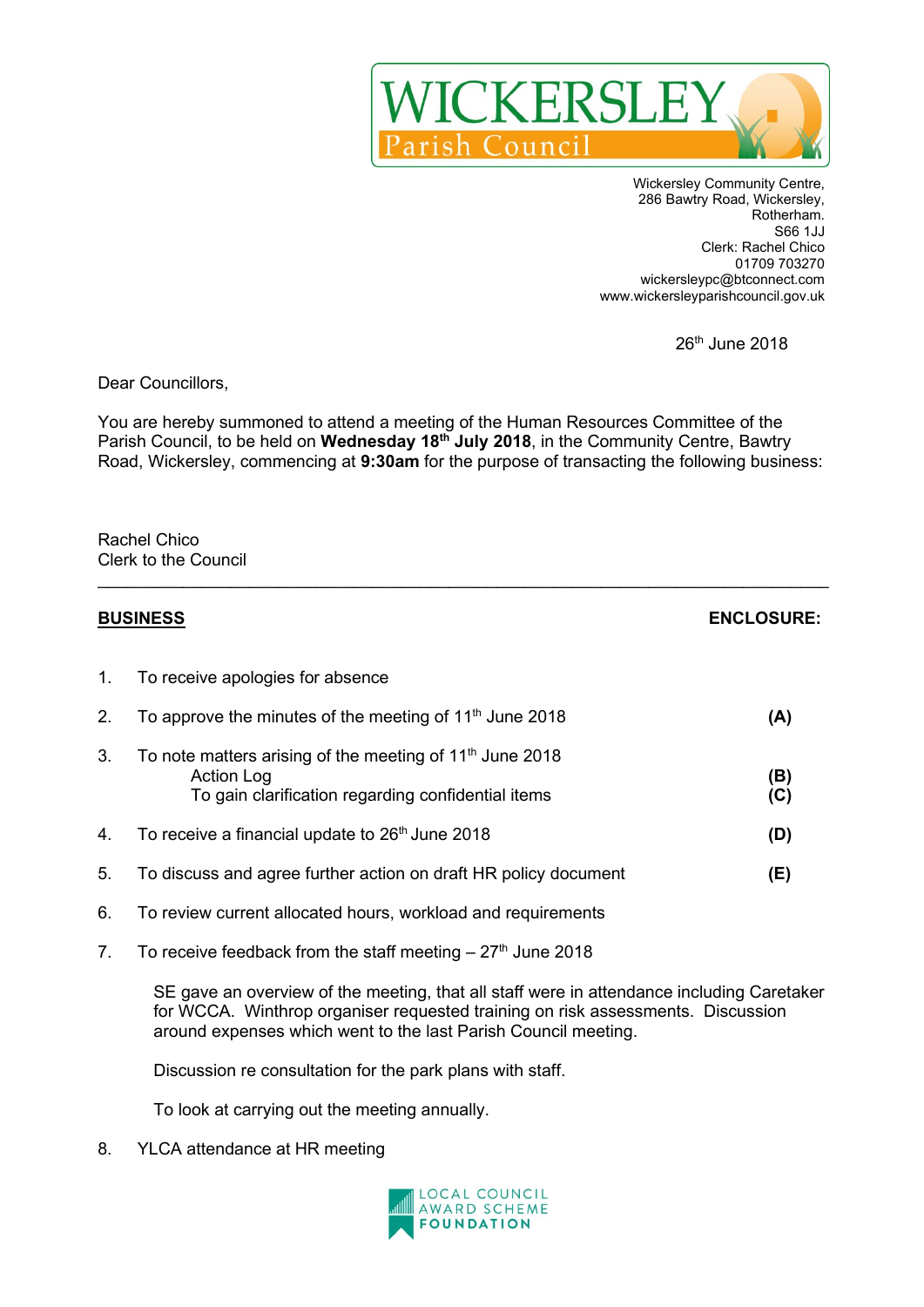# WICKERSLEY Parish Council

Wickersley Community Centre,
286 Bawtry Road, Wickersley,
Rotherham.
S66 1JJ
Clerk: Rachel Chico
01709 703270
wickersleypc@btconnect.com
www.wickersleyparishcouncil.gov.uk

26th June 2018

Dear Councillors,

You are hereby summoned to attend a meeting of the Human Resources Committee of the Parish Council, to be held on **Wednesday 18th July 2018**, in the Community Centre, Bawtry Road, Wickersley, commencing at **9:30am** for the purpose of transacting the following business:

Rachel Chico
Clerk to the Council

---

| **BUSINESS** | **ENCLOSURE:** |
|---|---|
| 1. To receive apologies for absence | |
| 2. To approve the minutes of the meeting of 11th June 2018 | **(A)** |
| 3. To note matters arising of the meeting of 11th June 2018 | |
| Action Log | **(B)** |
| To gain clarification regarding confidential items | **(C)** |
| 4. To receive a financial update to 26th June 2018 | **(D)** |
| 5. To discuss and agree further action on draft HR policy document | **(E)** |
| 6. To review current allocated hours, workload and requirements | |
| 7. To receive feedback from the staff meeting – 27th June 2018 | |

SE gave an overview of the meeting, that all staff were in attendance including Caretaker for WCCA. Winthrop organiser requested training on risk assessments. Discussion around expenses which went to the last Parish Council meeting.

Discussion re consultation for the park plans with staff.

To look at carrying out the meeting annually.

8. YLCA attendance at HR meeting

LOCAL COUNCIL AWARD SCHEME FOUNDATION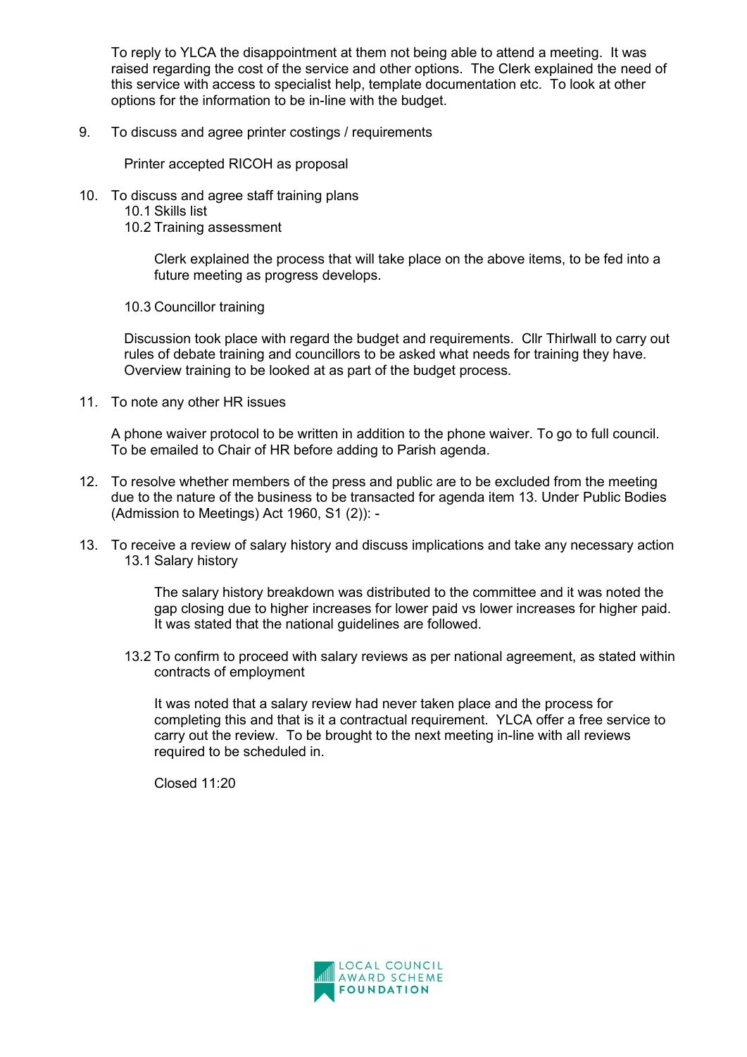To reply to YLCA the disappointment at them not being able to attend a meeting. It was raised regarding the cost of the service and other options. The Clerk explained the need of this service with access to specialist help, template documentation etc. To look at other options for the information to be in-line with the budget.

9. To discuss and agree printer costings / requirements

   Printer accepted RICOH as proposal

10. To discuss and agree staff training plans
    10.1 Skills list
    10.2 Training assessment

    Clerk explained the process that will take place on the above items, to be fed into a future meeting as progress develops.

    10.3 Councillor training

    Discussion took place with regard the budget and requirements. Cllr Thirlwall to carry out rules of debate training and councillors to be asked what needs for training they have. Overview training to be looked at as part of the budget process.

11. To note any other HR issues

    A phone waiver protocol to be written in addition to the phone waiver. To go to full council. To be emailed to Chair of HR before adding to Parish agenda.

12. To resolve whether members of the press and public are to be excluded from the meeting due to the nature of the business to be transacted for agenda item 13. Under Public Bodies (Admission to Meetings) Act 1960, S1 (2)): -

13. To receive a review of salary history and discuss implications and take any necessary action
    13.1 Salary history

    The salary history breakdown was distributed to the committee and it was noted the gap closing due to higher increases for lower paid vs lower increases for higher paid. It was stated that the national guidelines are followed.

    13.2 To confirm to proceed with salary reviews as per national agreement, as stated within contracts of employment

    It was noted that a salary review had never taken place and the process for completing this and that is it a contractual requirement. YLCA offer a free service to carry out the review. To be brought to the next meeting in-line with all reviews required to be scheduled in.

    Closed 11:20